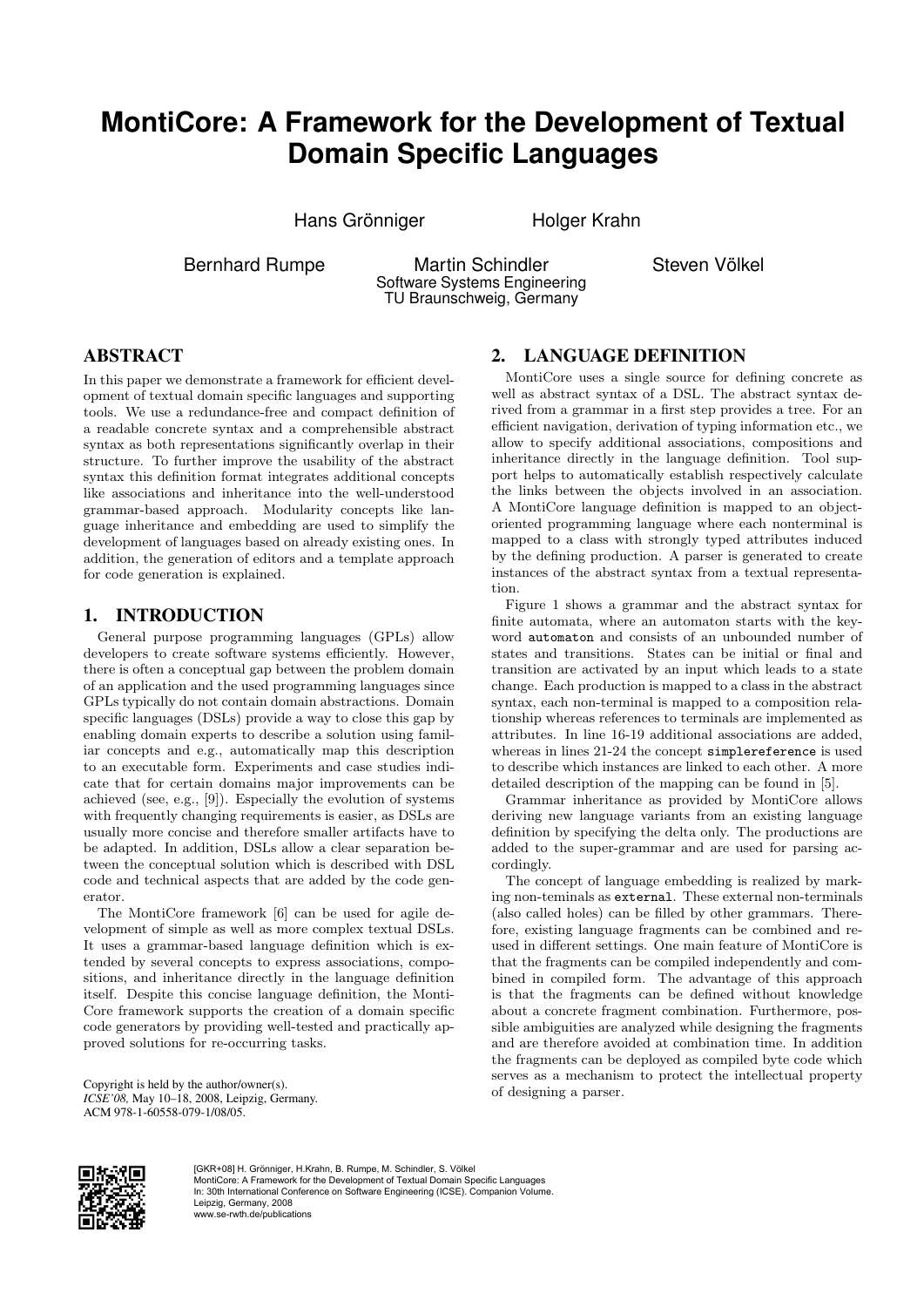# MontiCore: A Framework for the Development of Textual Domain Specific Languages

Hans Grönniger    Holger Krahn

Bernhard Rumpe    Martin Schindler    Steven Völkel

Software Systems Engineering
TU Braunschweig, Germany

## ABSTRACT

In this paper we demonstrate a framework for efficient development of textual domain specific languages and supporting tools. We use a redundance-free and compact definition of a readable concrete syntax and a comprehensible abstract syntax as both representations significantly overlap in their structure. To further improve the usability of the abstract syntax this definition format integrates additional concepts like associations and inheritance into the well-understood grammar-based approach. Modularity concepts like language inheritance and embedding are used to simplify the development of languages based on already existing ones. In addition, the generation of editors and a template approach for code generation is explained.

## 1. INTRODUCTION

General purpose programming languages (GPLs) allow developers to create software systems efficiently. However, there is often a conceptual gap between the problem domain of an application and the used programming languages since GPLs typically do not contain domain abstractions. Domain specific languages (DSLs) provide a way to close this gap by enabling domain experts to describe a solution using familiar concepts and e.g., automatically map this description to an executable form. Experiments and case studies indicate that for certain domains major improvements can be achieved (see, e.g., [9]). Especially the evolution of systems with frequently changing requirements is easier, as DSLs are usually more concise and therefore smaller artifacts have to be adapted. In addition, DSLs allow a clear separation between the conceptual solution which is described with DSL code and technical aspects that are added by the code generator.

The MontiCore framework [6] can be used for agile development of simple as well as more complex textual DSLs. It uses a grammar-based language definition which is extended by several concepts to express associations, compositions, and inheritance directly in the language definition itself. Despite this concise language definition, the MontiCore framework supports the creation of a domain specific code generators by providing well-tested and practically approved solutions for re-occurring tasks.

Copyright is held by the author/owner(s).
*ICSE'08,* May 10–18, 2008, Leipzig, Germany.
ACM 978-1-60558-079-1/08/05.

## 2. LANGUAGE DEFINITION

MontiCore uses a single source for defining concrete as well as abstract syntax of a DSL. The abstract syntax derived from a grammar in a first step provides a tree. For an efficient navigation, derivation of typing information etc., we allow to specify additional associations, compositions and inheritance directly in the language definition. Tool support helps to automatically establish respectively calculate the links between the objects involved in an association. A MontiCore language definition is mapped to an object-oriented programming language where each nonterminal is mapped to a class with strongly typed attributes induced by the defining production. A parser is generated to create instances of the abstract syntax from a textual representation.

Figure 1 shows a grammar and the abstract syntax for finite automata, where an automaton starts with the keyword `automaton` and consists of an unbounded number of states and transitions. States can be initial or final and transition are activated by an input which leads to a state change. Each production is mapped to a class in the abstract syntax, each non-terminal is mapped to a composition relationship whereas references to terminals are implemented as attributes. In line 16-19 additional associations are added, whereas in lines 21-24 the concept `simplereference` is used to describe which instances are linked to each other. A more detailed description of the mapping can be found in [5].

Grammar inheritance as provided by MontiCore allows deriving new language variants from an existing language definition by specifying the delta only. The productions are added to the super-grammar and are used for parsing accordingly.

The concept of language embedding is realized by marking non-terminals as `external`. These external non-terminals (also called holes) can be filled by other grammars. Therefore, existing language fragments can be combined and reused in different settings. One main feature of MontiCore is that the fragments can be compiled independently and combined in compiled form. The advantage of this approach is that the fragments can be defined without knowledge about a concrete fragment combination. Furthermore, possible ambiguities are analyzed while designing the fragments and are therefore avoided at combination time. In addition the fragments can be deployed as compiled byte code which serves as a mechanism to protect the intellectual property of designing a parser.

[GKR+08] H. Grönniger, H.Krahn, B. Rumpe, M. Schindler, S. Völkel
MontiCore: A Framework for the Development of Textual Domain Specific Languages
In: 30th International Conference on Software Engineering (ICSE). Companion Volume.
Leipzig, Germany, 2008
www.se-rwth.de/publications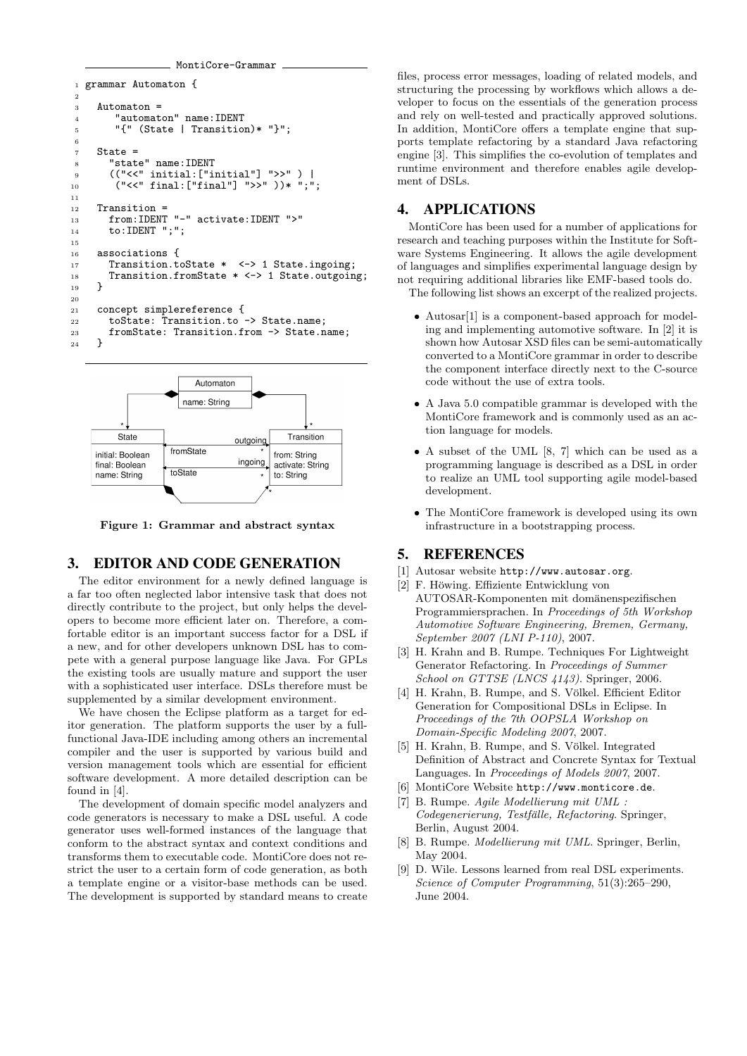MontiCore-Grammar

```
grammar Automaton {

  Automaton =
     "automaton" name:IDENT
     "{" (State | Transition)* "}";

  State =
    "state" name:IDENT
    (("<<" initial:["initial"] ">>" ) |
     ("<<" final:["final"] ">>" ))* ";";

  Transition =
    from:IDENT "-" activate:IDENT ">"
    to:IDENT ";";

  associations {
    Transition.toState *  <-> 1 State.ingoing;
    Transition.fromState * <-> 1 State.outgoing;
  }

  concept simplereference {
    toState: Transition.to -> State.name;
    fromState: Transition.from -> State.name;
  }
```

Automaton
name: String

State
initial: Boolean
final: Boolean
name: String

Transition
from: String
activate: String
to: String

fromState
toState
outgoing
ingoing

Figure 1: Grammar and abstract syntax

## 3. EDITOR AND CODE GENERATION

The editor environment for a newly defined language is a far too often neglected labor intensive task that does not directly contribute to the project, but only helps the developers to become more efficient later on. Therefore, a comfortable editor is an important success factor for a DSL if a new, and for other developers unknown DSL has to compete with a general purpose language like Java. For GPLs the existing tools are usually mature and support the user with a sophisticated user interface. DSLs therefore must be supplemented by a similar development environment.

We have chosen the Eclipse platform as a target for editor generation. The platform supports the user by a full-functional Java-IDE including among others an incremental compiler and the user is supported by various build and version management tools which are essential for efficient software development. A more detailed description can be found in [4].

The development of domain specific model analyzers and code generators is necessary to make a DSL useful. A code generator uses well-formed instances of the language that conform to the abstract syntax and context conditions and transforms them to executable code. MontiCore does not restrict the user to a certain form of code generation, as both a template engine or a visitor-base methods can be used. The development is supported by standard means to create files, process error messages, loading of related models, and structuring the processing by workflows which allows a developer to focus on the essentials of the generation process and rely on well-tested and practically approved solutions. In addition, MontiCore offers a template engine that supports template refactoring by a standard Java refactoring engine [3]. This simplifies the co-evolution of templates and runtime environment and therefore enables agile development of DSLs.

## 4. APPLICATIONS

MontiCore has been used for a number of applications for research and teaching purposes within the Institute for Software Systems Engineering. It allows the agile development of languages and simplifies experimental language design by not requiring additional libraries like EMF-based tools do.

The following list shows an excerpt of the realized projects.

- Autosar[1] is a component-based approach for modeling and implementing automotive software. In [2] it is shown how Autosar XSD files can be semi-automatically converted to a MontiCore grammar in order to describe the component interface directly next to the C-source code without the use of extra tools.
- A Java 5.0 compatible grammar is developed with the MontiCore framework and is commonly used as an action language for models.
- A subset of the UML [8, 7] which can be used as a programming language is described as a DSL in order to realize an UML tool supporting agile model-based development.
- The MontiCore framework is developed using its own infrastructure in a bootstrapping process.

## 5. REFERENCES

[1] Autosar website http://www.autosar.org.

[2] F. Höwing. Effiziente Entwicklung von AUTOSAR-Komponenten mit domänenspezifischen Programmiersprachen. In *Proceedings of 5th Workshop Automotive Software Engineering, Bremen, Germany, September 2007 (LNI P-110)*, 2007.

[3] H. Krahn and B. Rumpe. Techniques For Lightweight Generator Refactoring. In *Proceedings of Summer School on GTTSE (LNCS 4143)*. Springer, 2006.

[4] H. Krahn, B. Rumpe, and S. Völkel. Efficient Editor Generation for Compositional DSLs in Eclipse. In *Proceedings of the 7th OOPSLA Workshop on Domain-Specific Modeling 2007*, 2007.

[5] H. Krahn, B. Rumpe, and S. Völkel. Integrated Definition of Abstract and Concrete Syntax for Textual Languages. In *Proceedings of Models 2007*, 2007.

[6] MontiCore Website http://www.monticore.de.

[7] B. Rumpe. *Agile Modellierung mit UML : Codegenerierung, Testfälle, Refactoring*. Springer, Berlin, August 2004.

[8] B. Rumpe. *Modellierung mit UML*. Springer, Berlin, May 2004.

[9] D. Wile. Lessons learned from real DSL experiments. *Science of Computer Programming*, 51(3):265–290, June 2004.